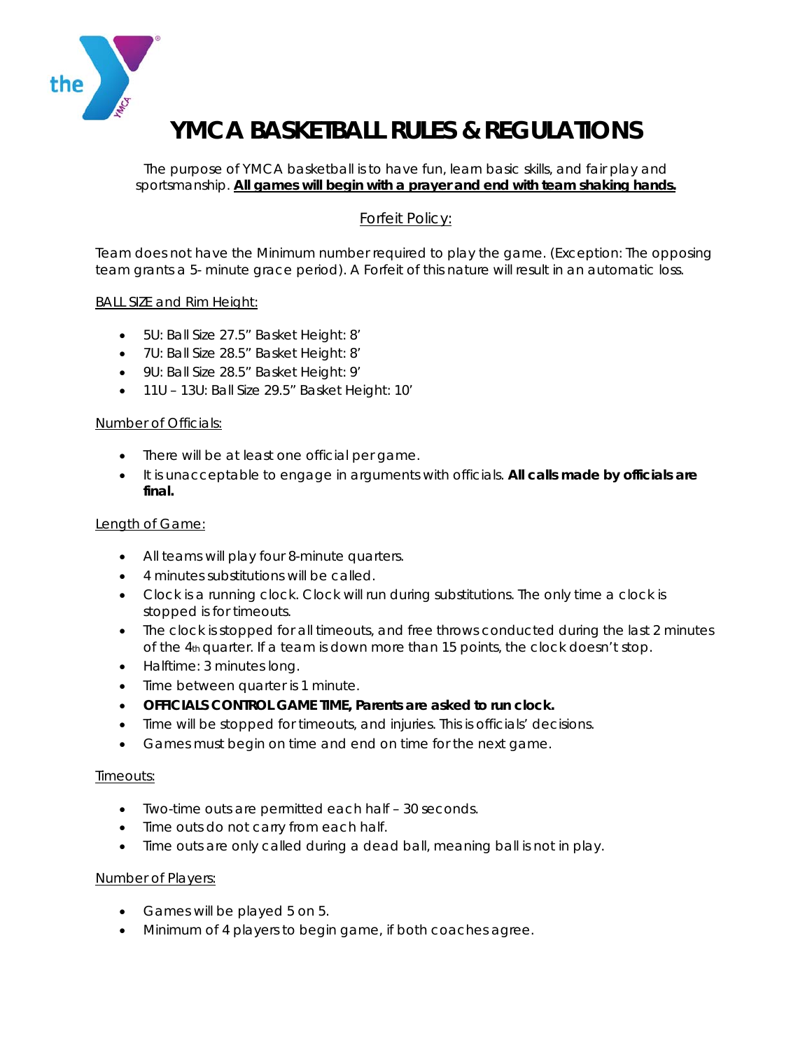# YMCA BASKETBALL RULES & REGULATIONS

The purpose of YMCA basketball is to have fun, learn basic skills, and fair play and sportsmanship. **All games will begin with a prayer and end with team shaking hands.**

## Forfeit Policy:

Team does not have the Minimum number required to play the game. (Exception: The opposing team grants a 5- minute grace period). A Forfeit of this nature will result in an automatic loss.

### BALL SIZE and Rim Height:

- 5U: Ball Size 27.5" Basket Height: 8'
- 7U: Ball Size 28.5" Basket Height: 8'
- 9U: Ball Size 28.5" Basket Height: 9'
- 11U – 13U: Ball Size 29.5" Basket Height: 10'

### Number of Officials:

- There will be at least one official per game.
- It is unacceptable to engage in arguments with officials. **All calls made by officials are final.**

### Length of Game:

- All teams will play four 8-minute quarters.
- 4 minutes substitutions will be called.
- Clock is a running clock. Clock will run during substitutions. The only time a clock is stopped is for timeouts.
- The clock is stopped for all timeouts, and free throws conducted during the last 2 minutes of the 4th quarter. If a team is down more than 15 points, the clock doesn't stop.
- Halftime: 3 minutes long.
- Time between quarter is 1 minute.
- **OFFICIALS CONTROL GAME TIME, Parents are asked to run clock.**
- Time will be stopped for timeouts, and injuries. This is officials' decisions.
- Games must begin on time and end on time for the next game.

### Timeouts:

- Two-time outs are permitted each half – 30 seconds.
- Time outs do not carry from each half.
- Time outs are only called during a dead ball, meaning ball is not in play.

### Number of Players:

- Games will be played 5 on 5.
- Minimum of 4 players to begin game, if both coaches agree.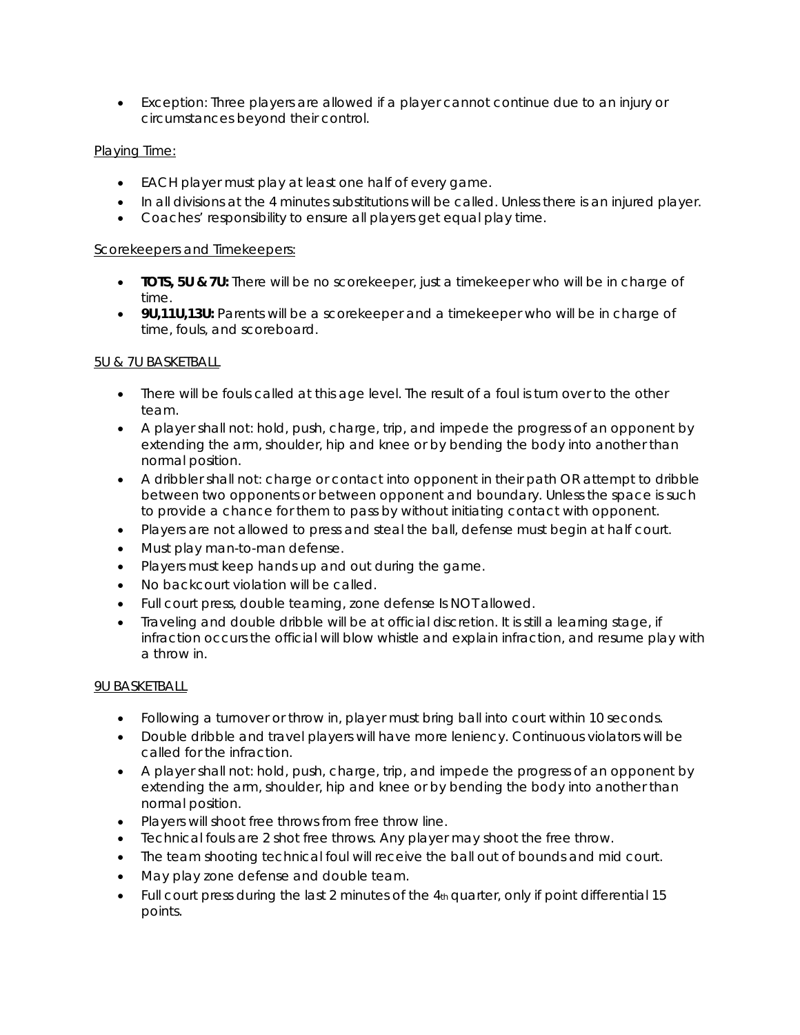- Exception: Three players are allowed if a player cannot continue due to an injury or circumstances beyond their control.

Playing Time:

- EACH player must play at least one half of every game.
- In all divisions at the 4 minutes substitutions will be called. Unless there is an injured player.
- Coaches' responsibility to ensure all players get equal play time.

Scorekeepers and Timekeepers:

- **TOTS, 5U & 7U:** There will be no scorekeeper, just a timekeeper who will be in charge of time.
- **9U,11U,13U:** Parents will be a scorekeeper and a timekeeper who will be in charge of time, fouls, and scoreboard.

5U & 7U BASKETBALL

- There will be fouls called at this age level. The result of a foul is turn over to the other team.
- A player shall not: hold, push, charge, trip, and impede the progress of an opponent by extending the arm, shoulder, hip and knee or by bending the body into another than normal position.
- A dribbler shall not: charge or contact into opponent in their path OR attempt to dribble between two opponents or between opponent and boundary. Unless the space is such to provide a chance for them to pass by without initiating contact with opponent.
- Players are not allowed to press and steal the ball, defense must begin at half court.
- Must play man-to-man defense.
- Players must keep hands up and out during the game.
- No backcourt violation will be called.
- Full court press, double teaming, zone defense Is NOT allowed.
- Traveling and double dribble will be at official discretion. It is still a learning stage, if infraction occurs the official will blow whistle and explain infraction, and resume play with a throw in.

9U BASKETBALL

- Following a turnover or throw in, player must bring ball into court within 10 seconds.
- Double dribble and travel players will have more leniency. Continuous violators will be called for the infraction.
- A player shall not: hold, push, charge, trip, and impede the progress of an opponent by extending the arm, shoulder, hip and knee or by bending the body into another than normal position.
- Players will shoot free throws from free throw line.
- Technical fouls are 2 shot free throws. Any player may shoot the free throw.
- The team shooting technical foul will receive the ball out of bounds and mid court.
- May play zone defense and double team.
- Full court press during the last 2 minutes of the 4th quarter, only if point differential 15 points.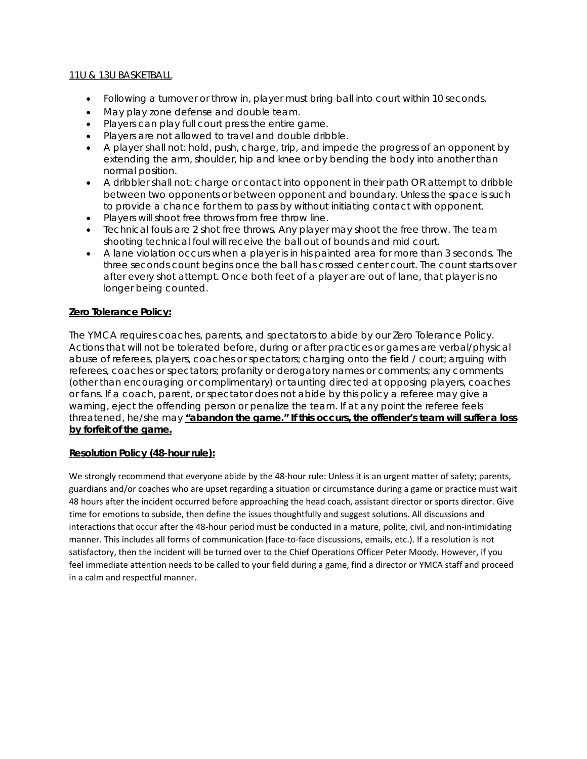<u>11U & 13U BASKETBALL</u>

- Following a turnover or throw in, player must bring ball into court within 10 seconds.
- May play zone defense and double team.
- Players can play full court press the entire game.
- Players are not allowed to travel and double dribble.
- A player shall not: hold, push, charge, trip, and impede the progress of an opponent by extending the arm, shoulder, hip and knee or by bending the body into another than normal position.
- A dribbler shall not: charge or contact into opponent in their path OR attempt to dribble between two opponents or between opponent and boundary. Unless the space is such to provide a chance for them to pass by without initiating contact with opponent.
- Players will shoot free throws from free throw line.
- Technical fouls are 2 shot free throws. Any player may shoot the free throw. The team shooting technical foul will receive the ball out of bounds and mid court.
- A lane violation occurs when a player is in his painted area for more than 3 seconds. The three seconds count begins once the ball has crossed center court. The count starts over after every shot attempt. Once both feet of a player are out of lane, that player is no longer being counted.

**<u>Zero Tolerance Policy:</u>**

The YMCA requires coaches, parents, and spectators to abide by our Zero Tolerance Policy. Actions that will not be tolerated before, during or after practices or games are verbal/physical abuse of referees, players, coaches or spectators; charging onto the field / court; arguing with referees, coaches or spectators; profanity or derogatory names or comments; any comments (other than encouraging or complimentary) or taunting directed at opposing players, coaches or fans. If a coach, parent, or spectator does not abide by this policy a referee may give a warning, eject the offending person or penalize the team. If at any point the referee feels threatened, he/she may **<u>"abandon the game." If this occurs, the offender's team will suffer a loss by forfeit of the game.</u>**

**<u>Resolution Policy (48-hour rule):</u>**

We strongly recommend that everyone abide by the 48-hour rule: Unless it is an urgent matter of safety; parents, guardians and/or coaches who are upset regarding a situation or circumstance during a game or practice must wait 48 hours after the incident occurred before approaching the head coach, assistant director or sports director. Give time for emotions to subside, then define the issues thoughtfully and suggest solutions. All discussions and interactions that occur after the 48-hour period must be conducted in a mature, polite, civil, and non-intimidating manner. This includes all forms of communication (face-to-face discussions, emails, etc.). If a resolution is not satisfactory, then the incident will be turned over to the Chief Operations Officer Peter Moody. However, if you feel immediate attention needs to be called to your field during a game, find a director or YMCA staff and proceed in a calm and respectful manner.